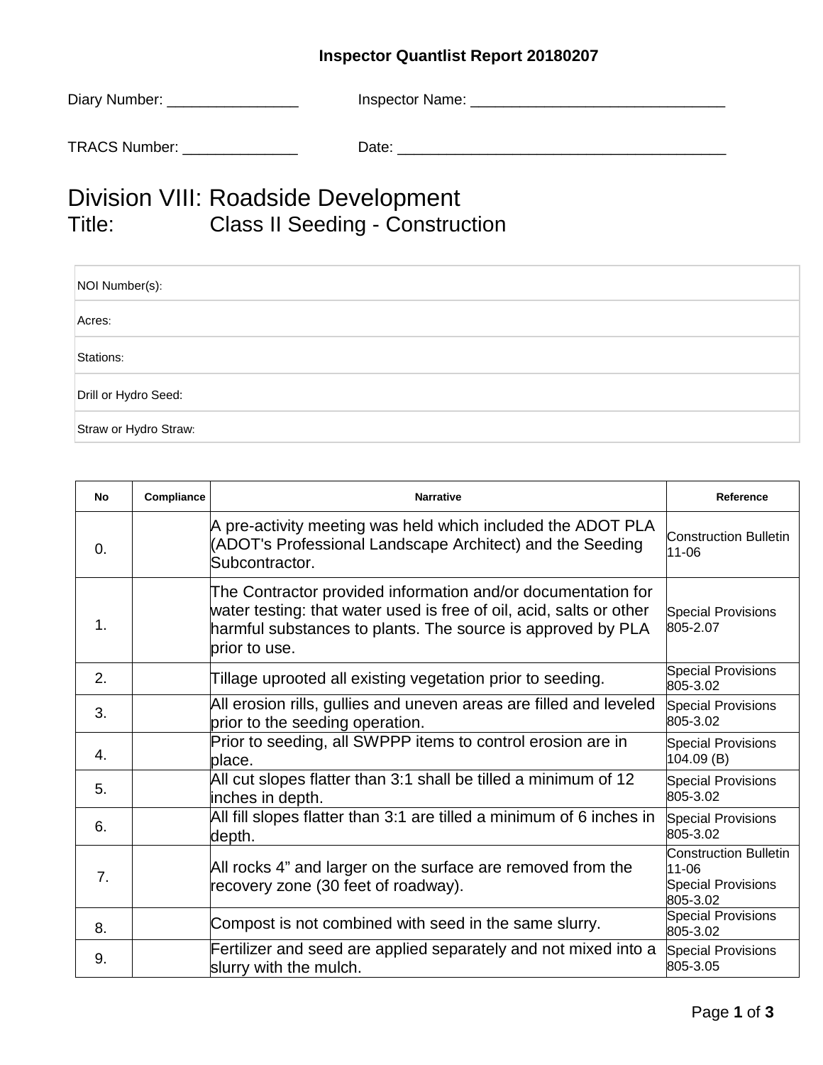**Inspector Quantlist Report 20180207**

Diary Number: ________________ Inspector Name: _______________________________

TRACS Number: ______________ Date: ________________________________________

# Division VIII: Roadside Development

## Title: Class II Seeding - Construction

| NOI Number(s): |
|---|
| Acres: |
| Stations: |
| Drill or Hydro Seed: |
| Straw or Hydro Straw: |

| No | Compliance | Narrative | Reference |
|---|---|---|---|
| 0. | | A pre-activity meeting was held which included the ADOT PLA (ADOT's Professional Landscape Architect) and the Seeding Subcontractor. | Construction Bulletin 11-06 |
| 1. | | The Contractor provided information and/or documentation for water testing: that water used is free of oil, acid, salts or other harmful substances to plants. The source is approved by PLA prior to use. | Special Provisions 805-2.07 |
| 2. | | Tillage uprooted all existing vegetation prior to seeding. | Special Provisions 805-3.02 |
| 3. | | All erosion rills, gullies and uneven areas are filled and leveled prior to the seeding operation. | Special Provisions 805-3.02 |
| 4. | | Prior to seeding, all SWPPP items to control erosion are in place. | Special Provisions 104.09 (B) |
| 5. | | All cut slopes flatter than 3:1 shall be tilled a minimum of 12 inches in depth. | Special Provisions 805-3.02 |
| 6. | | All fill slopes flatter than 3:1 are tilled a minimum of 6 inches in depth. | Special Provisions 805-3.02 |
| 7. | | All rocks 4" and larger on the surface are removed from the recovery zone (30 feet of roadway). | Construction Bulletin 11-06<br>Special Provisions 805-3.02 |
| 8. | | Compost is not combined with seed in the same slurry. | Special Provisions 805-3.02 |
| 9. | | Fertilizer and seed are applied separately and not mixed into a slurry with the mulch. | Special Provisions 805-3.05 |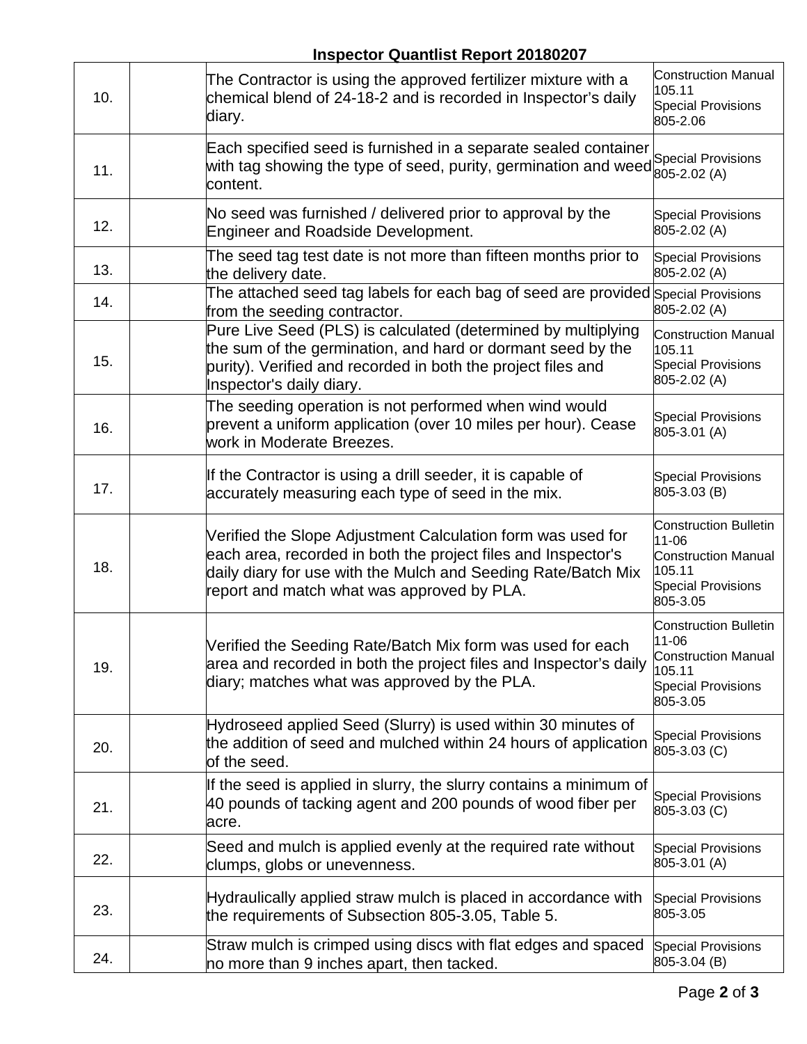**Inspector Quantlist Report 20180207**

| | | | |
|---|---|---|---|
| 10. | | The Contractor is using the approved fertilizer mixture with a chemical blend of 24-18-2 and is recorded in Inspector's daily diary. | Construction Manual 105.11 Special Provisions 805-2.06 |
| 11. | | Each specified seed is furnished in a separate sealed container with tag showing the type of seed, purity, germination and weed content. | Special Provisions 805-2.02 (A) |
| 12. | | No seed was furnished / delivered prior to approval by the Engineer and Roadside Development. | Special Provisions 805-2.02 (A) |
| 13. | | The seed tag test date is not more than fifteen months prior to the delivery date. | Special Provisions 805-2.02 (A) |
| 14. | | The attached seed tag labels for each bag of seed are provided from the seeding contractor. | Special Provisions 805-2.02 (A) |
| 15. | | Pure Live Seed (PLS) is calculated (determined by multiplying the sum of the germination, and hard or dormant seed by the purity). Verified and recorded in both the project files and Inspector's daily diary. | Construction Manual 105.11 Special Provisions 805-2.02 (A) |
| 16. | | The seeding operation is not performed when wind would prevent a uniform application (over 10 miles per hour). Cease work in Moderate Breezes. | Special Provisions 805-3.01 (A) |
| 17. | | If the Contractor is using a drill seeder, it is capable of accurately measuring each type of seed in the mix. | Special Provisions 805-3.03 (B) |
| 18. | | Verified the Slope Adjustment Calculation form was used for each area, recorded in both the project files and Inspector's daily diary for use with the Mulch and Seeding Rate/Batch Mix report and match what was approved by PLA. | Construction Bulletin 11-06 Construction Manual 105.11 Special Provisions 805-3.05 |
| 19. | | Verified the Seeding Rate/Batch Mix form was used for each area and recorded in both the project files and Inspector's daily diary; matches what was approved by the PLA. | Construction Bulletin 11-06 Construction Manual 105.11 Special Provisions 805-3.05 |
| 20. | | Hydroseed applied Seed (Slurry) is used within 30 minutes of the addition of seed and mulched within 24 hours of application of the seed. | Special Provisions 805-3.03 (C) |
| 21. | | If the seed is applied in slurry, the slurry contains a minimum of 40 pounds of tacking agent and 200 pounds of wood fiber per acre. | Special Provisions 805-3.03 (C) |
| 22. | | Seed and mulch is applied evenly at the required rate without clumps, globs or unevenness. | Special Provisions 805-3.01 (A) |
| 23. | | Hydraulically applied straw mulch is placed in accordance with the requirements of Subsection 805-3.05, Table 5. | Special Provisions 805-3.05 |
| 24. | | Straw mulch is crimped using discs with flat edges and spaced no more than 9 inches apart, then tacked. | Special Provisions 805-3.04 (B) |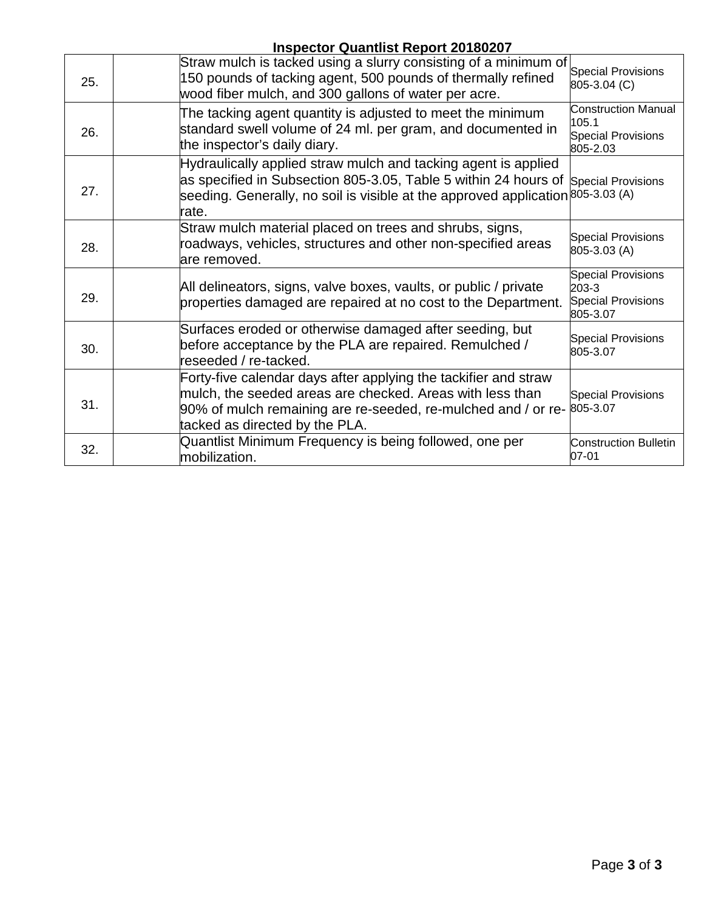**Inspector Quantlist Report 20180207**

| | | | |
|---|---|---|---|
| 25. | | Straw mulch is tacked using a slurry consisting of a minimum of 150 pounds of tacking agent, 500 pounds of thermally refined wood fiber mulch, and 300 gallons of water per acre. | Special Provisions 805-3.04 (C) |
| 26. | | The tacking agent quantity is adjusted to meet the minimum standard swell volume of 24 ml. per gram, and documented in the inspector's daily diary. | Construction Manual 105.1<br>Special Provisions 805-2.03 |
| 27. | | Hydraulically applied straw mulch and tacking agent is applied as specified in Subsection 805-3.05, Table 5 within 24 hours of seeding. Generally, no soil is visible at the approved application rate. | Special Provisions 805-3.03 (A) |
| 28. | | Straw mulch material placed on trees and shrubs, signs, roadways, vehicles, structures and other non-specified areas are removed. | Special Provisions 805-3.03 (A) |
| 29. | | All delineators, signs, valve boxes, vaults, or public / private properties damaged are repaired at no cost to the Department. | Special Provisions 203-3<br>Special Provisions 805-3.07 |
| 30. | | Surfaces eroded or otherwise damaged after seeding, but before acceptance by the PLA are repaired. Remulched / reseeded / re-tacked. | Special Provisions 805-3.07 |
| 31. | | Forty-five calendar days after applying the tackifier and straw mulch, the seeded areas are checked. Areas with less than 90% of mulch remaining are re-seeded, re-mulched and / or re-tacked as directed by the PLA. | Special Provisions 805-3.07 |
| 32. | | Quantlist Minimum Frequency is being followed, one per mobilization. | Construction Bulletin 07-01 |